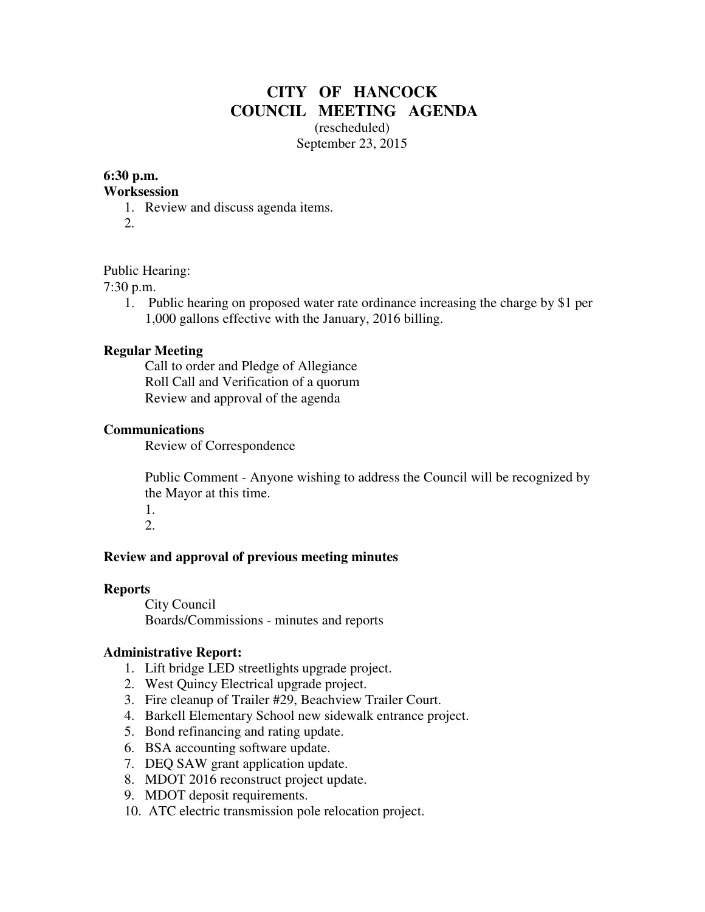# CITY OF HANCOCK
# COUNCIL MEETING AGENDA

(rescheduled)

September 23, 2015

**6:30 p.m.**

**Worksession**

1. Review and discuss agenda items.
2. 

Public Hearing:

7:30 p.m.

1. Public hearing on proposed water rate ordinance increasing the charge by $1 per 1,000 gallons effective with the January, 2016 billing.

**Regular Meeting**

Call to order and Pledge of Allegiance

Roll Call and Verification of a quorum

Review and approval of the agenda

**Communications**

Review of Correspondence

Public Comment - Anyone wishing to address the Council will be recognized by the Mayor at this time.

1. 
2. 

**Review and approval of previous meeting minutes**

**Reports**

City Council

Boards/Commissions - minutes and reports

**Administrative Report:**

1. Lift bridge LED streetlights upgrade project.
2. West Quincy Electrical upgrade project.
3. Fire cleanup of Trailer #29, Beachview Trailer Court.
4. Barkell Elementary School new sidewalk entrance project.
5. Bond refinancing and rating update.
6. BSA accounting software update.
7. DEQ SAW grant application update.
8. MDOT 2016 reconstruct project update.
9. MDOT deposit requirements.
10. ATC electric transmission pole relocation project.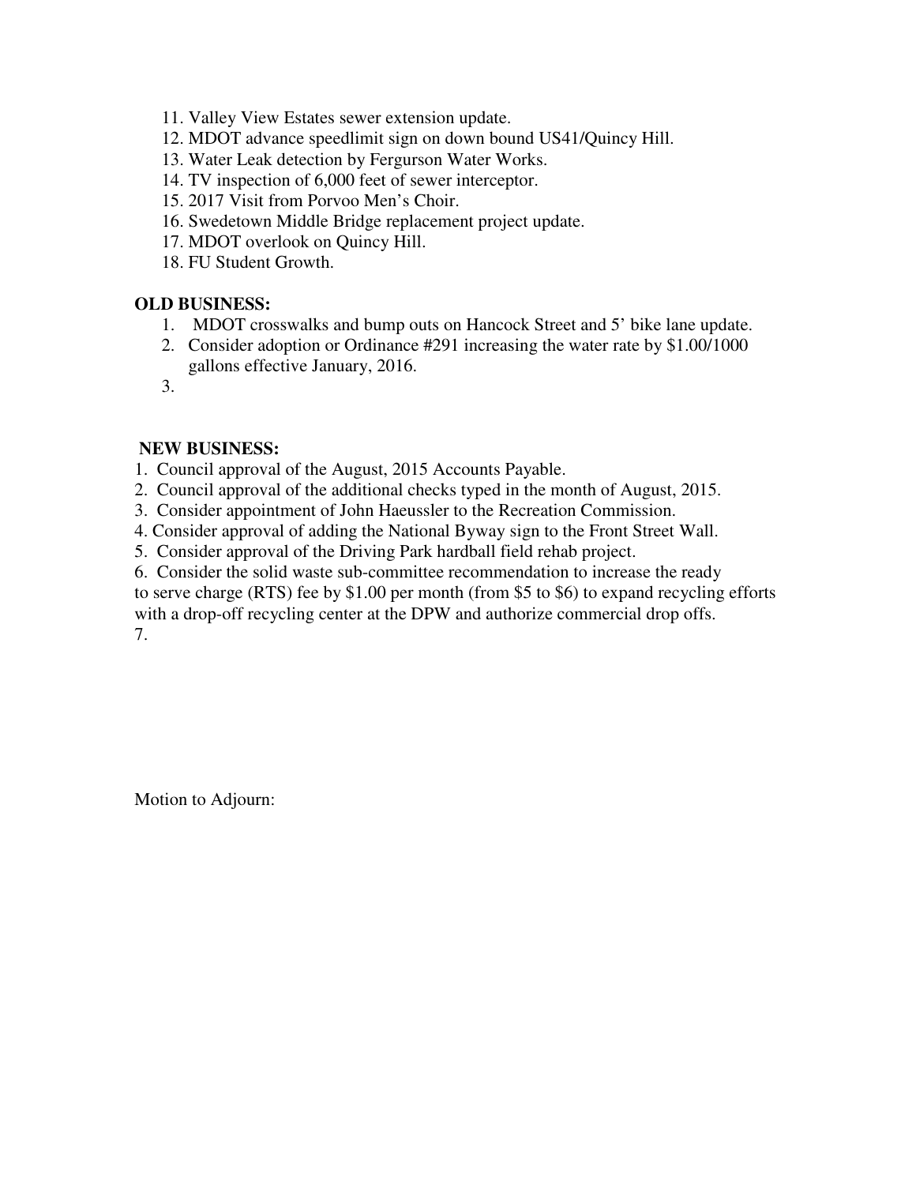11. Valley View Estates sewer extension update.
12. MDOT advance speedlimit sign on down bound US41/Quincy Hill.
13. Water Leak detection by Fergurson Water Works.
14. TV inspection of 6,000 feet of sewer interceptor.
15. 2017 Visit from Porvoo Men's Choir.
16. Swedetown Middle Bridge replacement project update.
17. MDOT overlook on Quincy Hill.
18. FU Student Growth.

**OLD BUSINESS:**

1. MDOT crosswalks and bump outs on Hancock Street and 5' bike lane update.
2. Consider adoption or Ordinance #291 increasing the water rate by $1.00/1000 gallons effective January, 2016.
3.

**NEW BUSINESS:**

1. Council approval of the August, 2015 Accounts Payable.
2. Council approval of the additional checks typed in the month of August, 2015.
3. Consider appointment of John Haeussler to the Recreation Commission.
4. Consider approval of adding the National Byway sign to the Front Street Wall.
5. Consider approval of the Driving Park hardball field rehab project.
6. Consider the solid waste sub-committee recommendation to increase the ready to serve charge (RTS) fee by $1.00 per month (from $5 to $6) to expand recycling efforts with a drop-off recycling center at the DPW and authorize commercial drop offs.
7.

Motion to Adjourn: